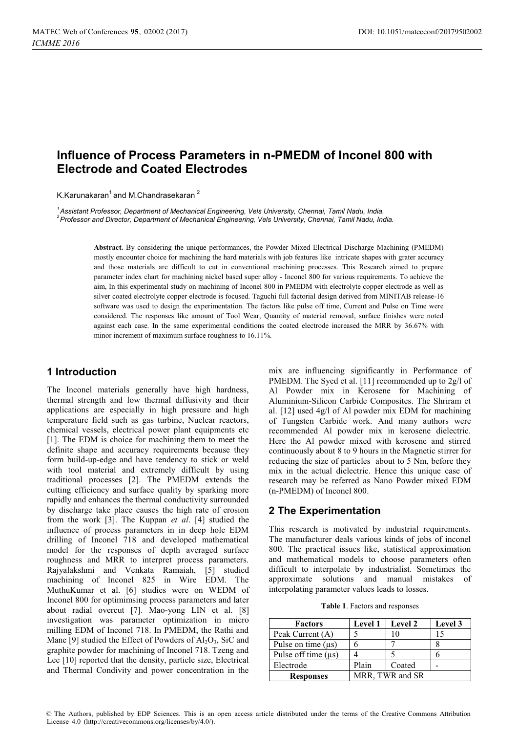# Influence of Process Parameters in n-PMEDM of Inconel 800 with Electrode and Coated Electrodes

K.Karunakaran[1] and M.Chandrasekaran [2]

[1] Assistant Professor, Department of Mechanical Engineering, Vels University, Chennai, Tamil Nadu, India.
[2] Professor and Director, Department of Mechanical Engineering, Vels University, Chennai, Tamil Nadu, India.

**Abstract.** By considering the unique performances, the Powder Mixed Electrical Discharge Machining (PMEDM) mostly encounter choice for machining the hard materials with job features like intricate shapes with grater accuracy and those materials are difficult to cut in conventional machining processes. This Research aimed to prepare parameter index chart for machining nickel based super alloy - Inconel 800 for various requirements. To achieve the aim, In this experimental study on machining of Inconel 800 in PMEDM with electrolyte copper electrode as well as silver coated electrolyte copper electrode is focused. Taguchi full factorial design derived from MINITAB release-16 software was used to design the experimentation. The factors like pulse off time, Current and Pulse on Time were considered. The responses like amount of Tool Wear, Quantity of material removal, surface finishes were noted against each case. In the same experimental conditions the coated electrode increased the MRR by 36.67% with minor increment of maximum surface roughness to 16.11%.

## 1 Introduction

The Inconel materials generally have high hardness, thermal strength and low thermal diffusivity and their applications are especially in high pressure and high temperature field such as gas turbine, Nuclear reactors, chemical vessels, electrical power plant equipments etc [1]. The EDM is choice for machining them to meet the definite shape and accuracy requirements because they form build-up-edge and have tendency to stick or weld with tool material and extremely difficult by using traditional processes [2]. The PMEDM extends the cutting efficiency and surface quality by sparking more rapidly and enhances the thermal conductivity surrounded by discharge take place causes the high rate of erosion from the work [3]. The Kuppan *et al*. [4] studied the influence of process parameters in in deep hole EDM drilling of Inconel 718 and developed mathematical model for the responses of depth averaged surface roughness and MRR to interpret process parameters. Rajyalakshmi and Venkata Ramaiah, [5] studied machining of Inconel 825 in Wire EDM. The MuthuKumar et al. [6] studies were on WEDM of Inconel 800 for optimimsing process parameters and later about radial overcut [7]. Mao-yong LIN et al. [8] investigation was parameter optimization in micro milling EDM of Inconel 718. In PMEDM, the Rathi and Mane [9] studied the Effect of Powders of $Al_2O_3$, SiC and graphite powder for machining of Inconel 718. Tzeng and Lee [10] reported that the density, particle size, Electrical and Thermal Condivity and power concentration in the mix are influencing significantly in Performance of PMEDM. The Syed et al. [11] recommended up to 2g/l of Al Powder mix in Kerosene for Machining of Aluminium-Silicon Carbide Composites. The Shriram et al. [12] used 4g/l of Al powder mix EDM for machining of Tungsten Carbide work. And many authors were recommended Al powder mix in kerosene dielectric. Here the Al powder mixed with kerosene and stirred continuously about 8 to 9 hours in the Magnetic stirrer for reducing the size of particles about to 5 Nm, before they mix in the actual dielectric. Hence this unique case of research may be referred as Nano Powder mixed EDM (n-PMEDM) of Inconel 800.

## 2 The Experimentation

This research is motivated by industrial requirements. The manufacturer deals various kinds of jobs of inconel 800. The practical issues like, statistical approximation and mathematical models to choose parameters often difficult to interpolate by industrialist. Sometimes the approximate solutions and manual mistakes of interpolating parameter values leads to losses.

**Table 1**. Factors and responses

| Factors | Level 1 | Level 2 | Level 3 |
|---|---|---|---|
| Peak Current (A) | 5 | 10 | 15 |
| Pulse on time (μs) | 6 | 7 | 8 |
| Pulse off time (μs) | 4 | 5 | 6 |
| Electrode | Plain | Coated | - |
| **Responses** | MRR, TWR and SR | | |

© The Authors, published by EDP Sciences. This is an open access article distributed under the terms of the Creative Commons Attribution License 4.0 (http://creativecommons.org/licenses/by/4.0/).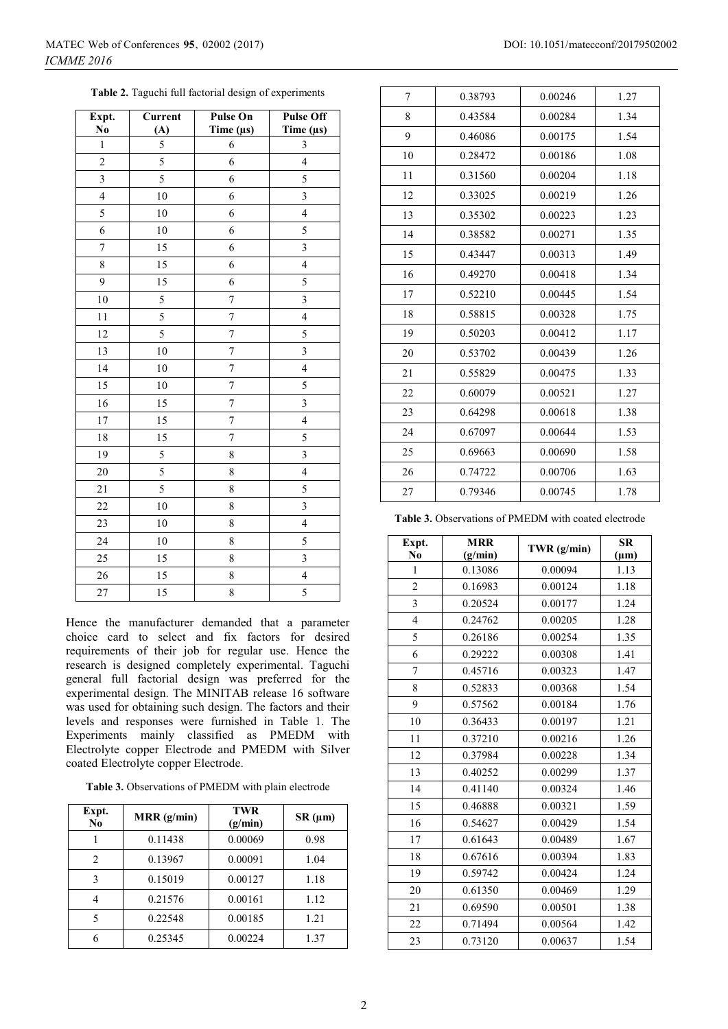**Table 2.** Taguchi full factorial design of experiments

| Expt. No | Current (A) | Pulse On Time (μs) | Pulse Off Time (μs) |
|---|---|---|---|
| 1 | 5 | 6 | 3 |
| 2 | 5 | 6 | 4 |
| 3 | 5 | 6 | 5 |
| 4 | 10 | 6 | 3 |
| 5 | 10 | 6 | 4 |
| 6 | 10 | 6 | 5 |
| 7 | 15 | 6 | 3 |
| 8 | 15 | 6 | 4 |
| 9 | 15 | 6 | 5 |
| 10 | 5 | 7 | 3 |
| 11 | 5 | 7 | 4 |
| 12 | 5 | 7 | 5 |
| 13 | 10 | 7 | 3 |
| 14 | 10 | 7 | 4 |
| 15 | 10 | 7 | 5 |
| 16 | 15 | 7 | 3 |
| 17 | 15 | 7 | 4 |
| 18 | 15 | 7 | 5 |
| 19 | 5 | 8 | 3 |
| 20 | 5 | 8 | 4 |
| 21 | 5 | 8 | 5 |
| 22 | 10 | 8 | 3 |
| 23 | 10 | 8 | 4 |
| 24 | 10 | 8 | 5 |
| 25 | 15 | 8 | 3 |
| 26 | 15 | 8 | 4 |
| 27 | 15 | 8 | 5 |

Hence the manufacturer demanded that a parameter choice card to select and fix factors for desired requirements of their job for regular use. Hence the research is designed completely experimental. Taguchi general full factorial design was preferred for the experimental design. The MINITAB release 16 software was used for obtaining such design. The factors and their levels and responses were furnished in Table 1. The Experiments mainly classified as PMEDM with Electrolyte copper Electrode and PMEDM with Silver coated Electrolyte copper Electrode.

**Table 3.** Observations of PMEDM with plain electrode

| Expt. No | MRR (g/min) | TWR (g/min) | SR (μm) |
|---|---|---|---|
| 1 | 0.11438 | 0.00069 | 0.98 |
| 2 | 0.13967 | 0.00091 | 1.04 |
| 3 | 0.15019 | 0.00127 | 1.18 |
| 4 | 0.21576 | 0.00161 | 1.12 |
| 5 | 0.22548 | 0.00185 | 1.21 |
| 6 | 0.25345 | 0.00224 | 1.37 |
| 7 | 0.38793 | 0.00246 | 1.27 |
| 8 | 0.43584 | 0.00284 | 1.34 |
| 9 | 0.46086 | 0.00175 | 1.54 |
| 10 | 0.28472 | 0.00186 | 1.08 |
| 11 | 0.31560 | 0.00204 | 1.18 |
| 12 | 0.33025 | 0.00219 | 1.26 |
| 13 | 0.35302 | 0.00223 | 1.23 |
| 14 | 0.38582 | 0.00271 | 1.35 |
| 15 | 0.43447 | 0.00313 | 1.49 |
| 16 | 0.49270 | 0.00418 | 1.34 |
| 17 | 0.52210 | 0.00445 | 1.54 |
| 18 | 0.58815 | 0.00328 | 1.75 |
| 19 | 0.50203 | 0.00412 | 1.17 |
| 20 | 0.53702 | 0.00439 | 1.26 |
| 21 | 0.55829 | 0.00475 | 1.33 |
| 22 | 0.60079 | 0.00521 | 1.27 |
| 23 | 0.64298 | 0.00618 | 1.38 |
| 24 | 0.67097 | 0.00644 | 1.53 |
| 25 | 0.69663 | 0.00690 | 1.58 |
| 26 | 0.74722 | 0.00706 | 1.63 |
| 27 | 0.79346 | 0.00745 | 1.78 |

**Table 3.** Observations of PMEDM with coated electrode

| Expt. No | MRR (g/min) | TWR (g/min) | SR (μm) |
|---|---|---|---|
| 1 | 0.13086 | 0.00094 | 1.13 |
| 2 | 0.16983 | 0.00124 | 1.18 |
| 3 | 0.20524 | 0.00177 | 1.24 |
| 4 | 0.24762 | 0.00205 | 1.28 |
| 5 | 0.26186 | 0.00254 | 1.35 |
| 6 | 0.29222 | 0.00308 | 1.41 |
| 7 | 0.45716 | 0.00323 | 1.47 |
| 8 | 0.52833 | 0.00368 | 1.54 |
| 9 | 0.57562 | 0.00184 | 1.76 |
| 10 | 0.36433 | 0.00197 | 1.21 |
| 11 | 0.37210 | 0.00216 | 1.26 |
| 12 | 0.37984 | 0.00228 | 1.34 |
| 13 | 0.40252 | 0.00299 | 1.37 |
| 14 | 0.41140 | 0.00324 | 1.46 |
| 15 | 0.46888 | 0.00321 | 1.59 |
| 16 | 0.54627 | 0.00429 | 1.54 |
| 17 | 0.61643 | 0.00489 | 1.67 |
| 18 | 0.67616 | 0.00394 | 1.83 |
| 19 | 0.59742 | 0.00424 | 1.24 |
| 20 | 0.61350 | 0.00469 | 1.29 |
| 21 | 0.69590 | 0.00501 | 1.38 |
| 22 | 0.71494 | 0.00564 | 1.42 |
| 23 | 0.73120 | 0.00637 | 1.54 |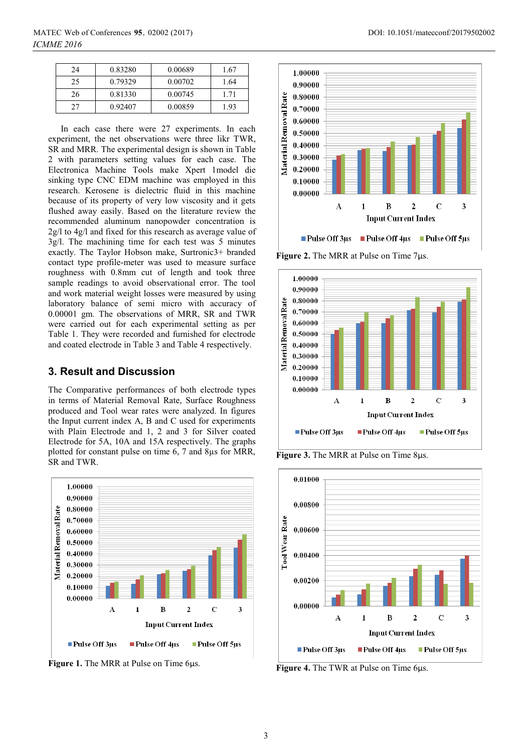| 24 | 0.83280 | 0.00689 | 1.67 |
|---|---|---|---|
| 25 | 0.79329 | 0.00702 | 1.64 |
| 26 | 0.81330 | 0.00745 | 1.71 |
| 27 | 0.92407 | 0.00859 | 1.93 |

In each case there were 27 experiments. In each experiment, the net observations were three likr TWR, SR and MRR. The experimental design is shown in Table 2 with parameters setting values for each case. The Electronica Machine Tools make Xpert 1model die sinking type CNC EDM machine was employed in this research. Kerosene is dielectric fluid in this machine because of its property of very low viscosity and it gets flushed away easily. Based on the literature review the recommended aluminum nanopowder concentration is 2g/l to 4g/l and fixed for this research as average value of 3g/l. The machining time for each test was 5 minutes exactly. The Taylor Hobson make, Surtronic3+ branded contact type profile-meter was used to measure surface roughness with 0.8mm cut of length and took three sample readings to avoid observational error. The tool and work material weight losses were measured by using laboratory balance of semi micro with accuracy of 0.00001 gm. The observations of MRR, SR and TWR were carried out for each experimental setting as per Table 1. They were recorded and furnished for electrode and coated electrode in Table 3 and Table 4 respectively.

## 3. Result and Discussion

The Comparative performances of both electrode types in terms of Material Removal Rate, Surface Roughness produced and Tool wear rates were analyzed. In figures the Input current index A, B and C used for experiments with Plain Electrode and 1, 2 and 3 for Silver coated Electrode for 5A, 10A and 15A respectively. The graphs plotted for constant pulse on time 6, 7 and 8µs for MRR, SR and TWR.

**Figure 1.** The MRR at Pulse on Time 6µs.

**Figure 2.** The MRR at Pulse on Time 7µs.

**Figure 3.** The MRR at Pulse on Time 8µs.

**Figure 4.** The TWR at Pulse on Time 6µs.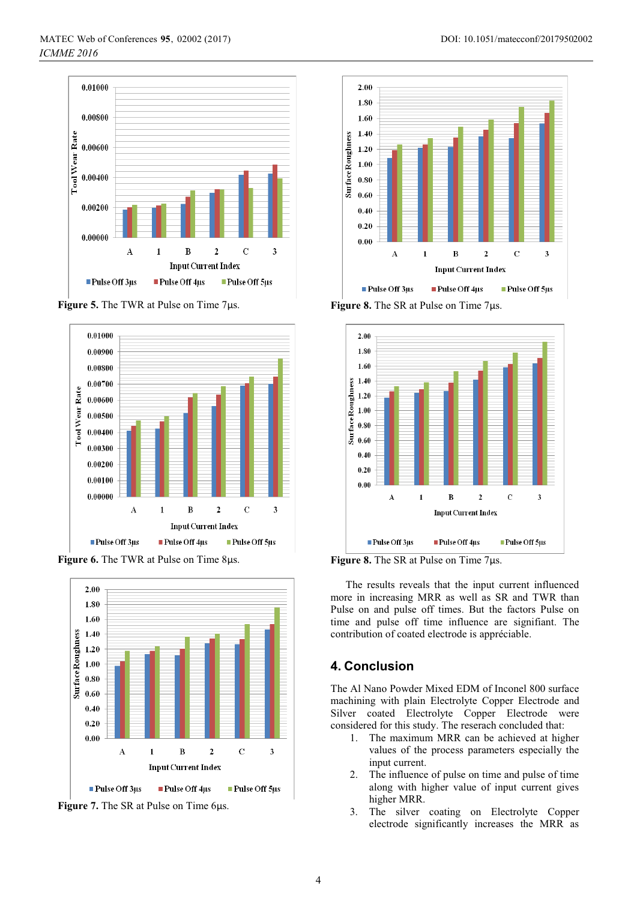Figure 5. The TWR at Pulse on Time 7µs.

Figure 6. The TWR at Pulse on Time 8µs.

Figure 7. The SR at Pulse on Time 6µs.

Figure 8. The SR at Pulse on Time 7µs.

Figure 8. The SR at Pulse on Time 7µs.

The results reveals that the input current influenced more in increasing MRR as well as SR and TWR than Pulse on and pulse off times. But the factors Pulse on time and pulse off time influence are signifiant. The contribution of coated electrode is appréciable.

## 4. Conclusion

The Al Nano Powder Mixed EDM of Inconel 800 surface machining with plain Electrolyte Copper Electrode and Silver coated Electrolyte Copper Electrode were considered for this study. The reserach concluded that:

1. The maximum MRR can be achieved at higher values of the process parameters especially the input current.
2. The influence of pulse on time and pulse of time along with higher value of input current gives higher MRR.
3. The silver coating on Electrolyte Copper electrode significantly increases the MRR as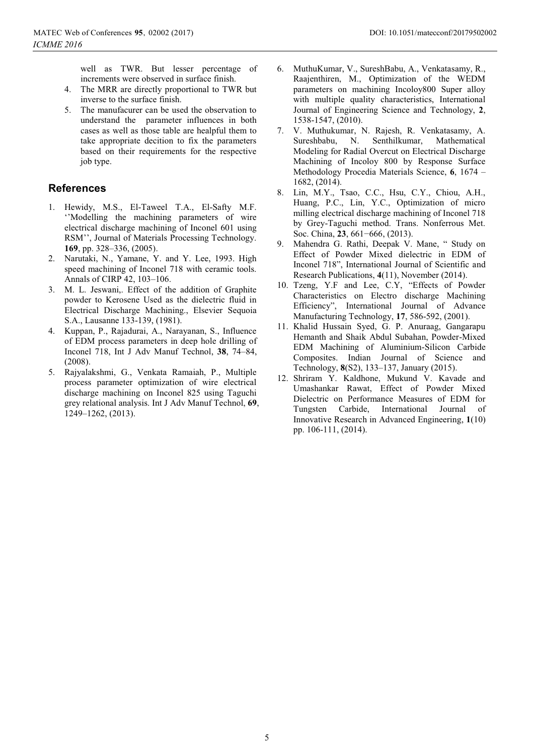well as TWR. But lesser percentage of increments were observed in surface finish.

4. The MRR are directly proportional to TWR but inverse to the surface finish.
5. The manufacurer can be used the observation to understand the parameter influences in both cases as well as those table are healpful them to take appropriate decition to fix the parameters based on their requirements for the respective job type.

## References

1. Hewidy, M.S., El-Taweel T.A., El-Safty M.F. ''Modelling the machining parameters of wire electrical discharge machining of Inconel 601 using RSM'', Journal of Materials Processing Technology. **169**, pp. 328–336, (2005).
2. Narutaki, N., Yamane, Y. and Y. Lee, 1993. High speed machining of Inconel 718 with ceramic tools. Annals of CIRP 42, 103–106.
3. M. L. Jeswani,. Effect of the addition of Graphite powder to Kerosene Used as the dielectric fluid in Electrical Discharge Machining., Elsevier Sequoia S.A., Lausanne 133-139, (1981).
4. Kuppan, P., Rajadurai, A., Narayanan, S., Influence of EDM process parameters in deep hole drilling of Inconel 718, Int J Adv Manuf Technol, **38**, 74–84, (2008).
5. Rajyalakshmi, G., Venkata Ramaiah, P., Multiple process parameter optimization of wire electrical discharge machining on Inconel 825 using Taguchi grey relational analysis. Int J Adv Manuf Technol, **69**, 1249–1262, (2013).
6. MuthuKumar, V., SureshBabu, A., Venkatasamy, R., Raajenthiren, M., Optimization of the WEDM parameters on machining Incoloy800 Super alloy with multiple quality characteristics, International Journal of Engineering Science and Technology, **2**, 1538-1547, (2010).
7. V. Muthukumar, N. Rajesh, R. Venkatasamy, A. Sureshbabu, N. Senthilkumar, Mathematical Modeling for Radial Overcut on Electrical Discharge Machining of Incoloy 800 by Response Surface Methodology Procedia Materials Science, **6**, 1674 – 1682, (2014).
8. Lin, M.Y., Tsao, C.C., Hsu, C.Y., Chiou, A.H., Huang, P.C., Lin, Y.C., Optimization of micro milling electrical discharge machining of Inconel 718 by Grey-Taguchi method. Trans. Nonferrous Met. Soc. China, **23**, 661−666, (2013).
9. Mahendra G. Rathi, Deepak V. Mane, " Study on Effect of Powder Mixed dielectric in EDM of Inconel 718", International Journal of Scientific and Research Publications, **4**(11), November (2014).
10. Tzeng, Y.F and Lee, C.Y, "Effects of Powder Characteristics on Electro discharge Machining Efficiency", International Journal of Advance Manufacturing Technology, **17**, 586-592, (2001).
11. Khalid Hussain Syed, G. P. Anuraag, Gangarapu Hemanth and Shaik Abdul Subahan, Powder-Mixed EDM Machining of Aluminium-Silicon Carbide Composites. Indian Journal of Science and Technology, **8**(S2), 133–137, January (2015).
12. Shriram Y. Kaldhone, Mukund V. Kavade and Umashankar Rawat, Effect of Powder Mixed Dielectric on Performance Measures of EDM for Tungsten Carbide, International Journal of Innovative Research in Advanced Engineering, **1**(10) pp. 106-111, (2014).